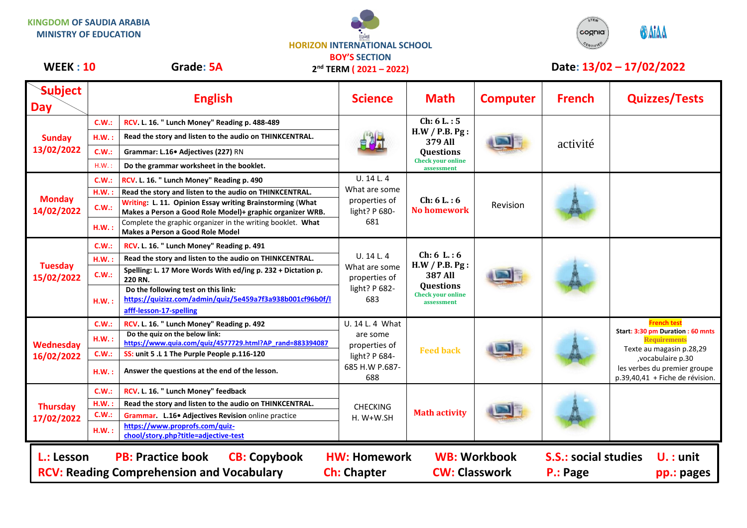KINGDOM OF SAUDIA ARABIA
MINISTRY OF EDUCATION

HORIZON INTERNATIONAL SCHOOL
BOY'S SECTION
2nd TERM ( 2021 – 2022)

**WEEK : 10** **Grade: 5A** **Date: 13/02 – 17/02/2022**

| Day \ Subject | English | | Science | Math | Computer | French | Quizzes/Tests |
|---|---|---|---|---|---|---|---|
| **Sunday 13/02/2022** | C.W.: | RCV. L. 16. " Lunch Money" Reading p. 488-489 | | Ch: 6 L. : 5 H.W / P.B. Pg : 379 All Questions Check your online assessment | | activité | |
| | H.W. : | Read the story and listen to the audio on THINKCENTRAL. | | | | | |
| | C.W.: | Grammar: L.16• Adjectives (227) RN | | | | | |
| | H.W. : | Do the grammar worksheet in the booklet. | | | | | |
| **Monday 14/02/2022** | C.W.: | RCV. L. 16. " Lunch Money" Reading p. 490 | U. 14 L. 4 What are some properties of light? P 680-681 | Ch: 6 L. : 6 No homework | Revision | | |
| | H.W. : | Read the story and listen to the audio on THINKCENTRAL. | | | | | |
| | C.W.: | Writing: L. 11. Opinion Essay writing Brainstorming (What Makes a Person a Good Role Model)+ graphic organizer WRB. | | | | | |
| | H.W. : | Complete the graphic organizer in the writing booklet. What Makes a Person a Good Role Model | | | | | |
| **Tuesday 15/02/2022** | C.W.: | RCV. L. 16. " Lunch Money" Reading p. 491 | U. 14 L. 4 What are some properties of light? P 682-683 | Ch: 6 L. : 6 H.W / P.B. Pg : 387 All Questions Check your online assessment | | | |
| | H.W. : | Read the story and listen to the audio on THINKCENTRAL. | | | | | |
| | C.W.: | Spelling: L. 17 More Words With ed/ing p. 232 + Dictation p. 220 RN. | | | | | |
| | H.W. : | Do the following test on this link: https://quizizz.com/admin/quiz/5e459a7f3a938b001cf96b0f/lafff-lesson-17-spelling | | | | | |
| **Wednesday 16/02/2022** | C.W.: | RCV. L. 16. " Lunch Money" Reading p. 492 | U. 14 L. 4 What are some properties of light? P 684-685 H.W P.687-688 | Feed back | | | French test Start: 3:30 pm Duration : 60 mnts Requirements Texte au magasin p.28,29 ,vocabulaire p.30 les verbes du premier groupe p.39,40,41 + Fiche de révision. |
| | H.W. : | Do the quiz on the below link: https://www.quia.com/quiz/4577729.html?AP_rand=883394087 | | | | | |
| | C.W.: | SS: unit 5 .L 1 The Purple People p.116-120 | | | | | |
| | H.W. : | Answer the questions at the end of the lesson. | | | | | |
| **Thursday 17/02/2022** | C.W.: | RCV. L. 16. " Lunch Money" feedback | CHECKING H. W+W.SH | Math activity | | | |
| | H.W. : | Read the story and listen to the audio on THINKCENTRAL. | | | | | |
| | C.W.: | Grammar. L.16• Adjectives Revision online practice | | | | | |
| | H.W. : | https://www.proprofs.com/quiz-chool/story.php?title=adjective-test | | | | | |

**L.: Lesson** **PB: Practice book** **CB: Copybook** **HW: Homework** **WB: Workbook** **S.S.: social studies** **U. : unit**
**RCV: Reading Comprehension and Vocabulary** **Ch: Chapter** **CW: Classwork** **P.: Page** **pp.: pages**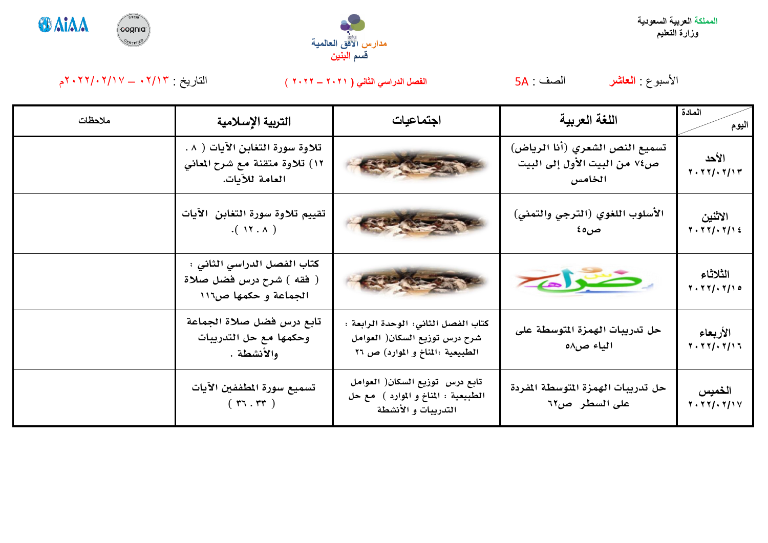المملكة العربية السعودية
وزارة التعليم

مدارس الأفق العالمية
قسم البنين

الأسبوع : العاشر　　الصف : 5A　　الفصل الدراسي الثاني ( ٢٠٢١ – ٢٠٢٢ )　　التاريخ : ٠٢/١٣ – ٢٠٢٢/٠٢/١٧م

| المادة / اليوم | اللغة العربية | اجتماعيات | التربية الإسلامية | ملاحظات |
|---|---|---|---|---|
| الأحد ٢٠٢٢/٠٢/١٣ | تسميع النص الشعري (أنا الرياض) ص٧٤ من البيت الأول إلى البيت الخامس | | تلاوة سورة التغابن الآيات ( ٨ . ١٢) تلاوة متقنة مع شرح المعاني العامة للآيات. | |
| الاثنين ٢٠٢٢/٠٢/١٤ | الأسلوب اللغوي (الترجي والتمني) ص٤٥ | | تقييم تلاوة سورة التغابن الآيات ( ٨ . ١٢ ). | |
| الثلاثاء ٢٠٢٢/٠٢/١٥ | | | كتاب الفصل الدراسي الثاني : ( فقه ) شرح درس فضل صلاة الجماعة و حكمها ص١١٦ | |
| الأربعاء ٢٠٢٢/٠٢/١٦ | حل تدريبات الهمزة المتوسطة على الياء ص٥٨ | كتاب الفصل الثاني: الوحدة الرابعة : شرح درس توزيع السكان( العوامل الطبيعية :المناخ و الموارد) ص ٢٦ | تابع درس فضل صلاة الجماعة وحكمها مع حل التدريبات والأنشطة . | |
| الخميس ٢٠٢٢/٠٢/١٧ | حل تدريبات الهمزة المتوسطة المفردة على السطر ص٦٢ | تابع درس توزيع السكان( العوامل الطبيعية : المناخ و الموارد ) مع حل التدريبات و الأنشطة | تسميع سورة المطففين الآيات ( ٣٣ . ٣٦ ) | |